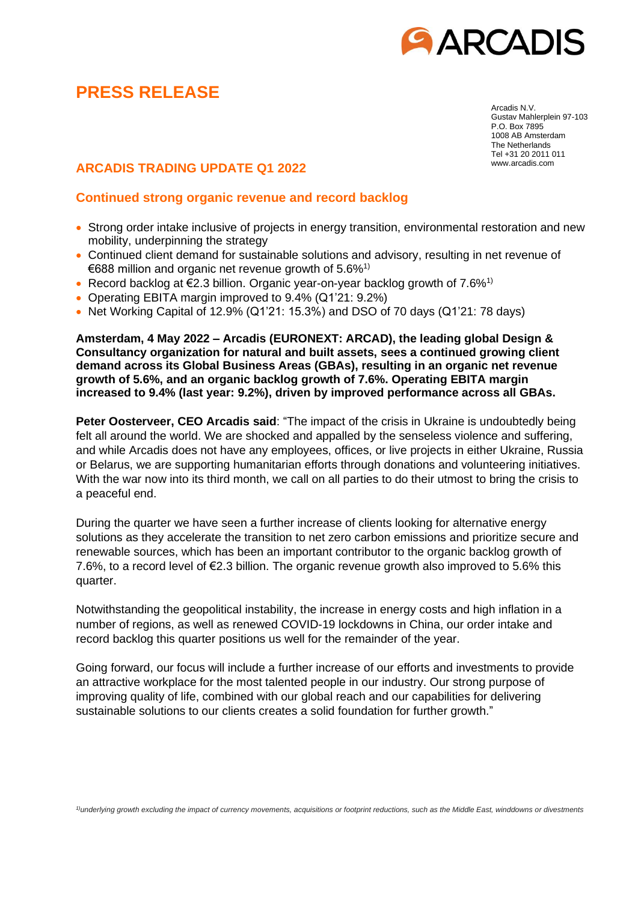# PRESS RELEASE

Arcadis N.V.
Gustav Mahlerplein 97-103
P.O. Box 7895
1008 AB Amsterdam
The Netherlands
Tel +31 20 2011 011
www.arcadis.com

## ARCADIS TRADING UPDATE Q1 2022

### Continued strong organic revenue and record backlog

- Strong order intake inclusive of projects in energy transition, environmental restoration and new mobility, underpinning the strategy
- Continued client demand for sustainable solutions and advisory, resulting in net revenue of €688 million and organic net revenue growth of 5.6%[1)]
- Record backlog at €2.3 billion. Organic year-on-year backlog growth of 7.6%[1)]
- Operating EBITA margin improved to 9.4% (Q1'21: 9.2%)
- Net Working Capital of 12.9% (Q1'21: 15.3%) and DSO of 70 days (Q1'21: 78 days)

**Amsterdam, 4 May 2022 – Arcadis (EURONEXT: ARCAD), the leading global Design & Consultancy organization for natural and built assets, sees a continued growing client demand across its Global Business Areas (GBAs), resulting in an organic net revenue growth of 5.6%, and an organic backlog growth of 7.6%. Operating EBITA margin increased to 9.4% (last year: 9.2%), driven by improved performance across all GBAs.**

**Peter Oosterveer, CEO Arcadis said**: "The impact of the crisis in Ukraine is undoubtedly being felt all around the world. We are shocked and appalled by the senseless violence and suffering, and while Arcadis does not have any employees, offices, or live projects in either Ukraine, Russia or Belarus, we are supporting humanitarian efforts through donations and volunteering initiatives. With the war now into its third month, we call on all parties to do their utmost to bring the crisis to a peaceful end.

During the quarter we have seen a further increase of clients looking for alternative energy solutions as they accelerate the transition to net zero carbon emissions and prioritize secure and renewable sources, which has been an important contributor to the organic backlog growth of 7.6%, to a record level of €2.3 billion. The organic revenue growth also improved to 5.6% this quarter.

Notwithstanding the geopolitical instability, the increase in energy costs and high inflation in a number of regions, as well as renewed COVID-19 lockdowns in China, our order intake and record backlog this quarter positions us well for the remainder of the year.

Going forward, our focus will include a further increase of our efforts and investments to provide an attractive workplace for the most talented people in our industry. Our strong purpose of improving quality of life, combined with our global reach and our capabilities for delivering sustainable solutions to our clients creates a solid foundation for further growth."

*[1)]underlying growth excluding the impact of currency movements, acquisitions or footprint reductions, such as the Middle East, winddowns or divestments*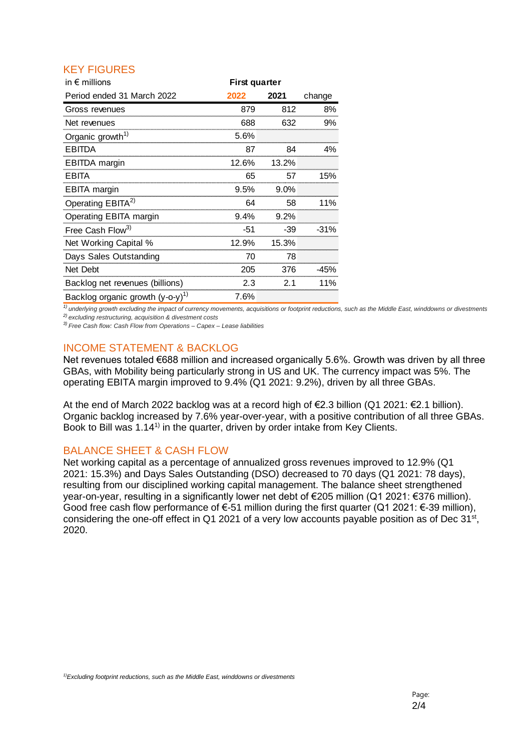## KEY FIGURES

| in € millions | First quarter | | |
|---|---|---|---|
| Period ended 31 March 2022 | 2022 | 2021 | change |
| Gross revenues | 879 | 812 | 8% |
| Net revenues | 688 | 632 | 9% |
| Organic growth[1)] | 5.6% | | |
| EBITDA | 87 | 84 | 4% |
| EBITDA margin | 12.6% | 13.2% | |
| EBITA | 65 | 57 | 15% |
| EBITA margin | 9.5% | 9.0% | |
| Operating EBITA[2)] | 64 | 58 | 11% |
| Operating EBITA margin | 9.4% | 9.2% | |
| Free Cash Flow[3)] | -51 | -39 | -31% |
| Net Working Capital % | 12.9% | 15.3% | |
| Days Sales Outstanding | 70 | 78 | |
| Net Debt | 205 | 376 | -45% |
| Backlog net revenues (billions) | 2.3 | 2.1 | 11% |
| Backlog organic growth (y-o-y)[1)] | 7.6% | | |

*[1)] underlying growth excluding the impact of currency movements, acquisitions or footprint reductions, such as the Middle East, winddowns or divestments*
*[2)] excluding restructuring, acquisition & divestment costs*
*[3)] Free Cash flow: Cash Flow from Operations – Capex – Lease liabilities*

## INCOME STATEMENT & BACKLOG

Net revenues totaled €688 million and increased organically 5.6%. Growth was driven by all three GBAs, with Mobility being particularly strong in US and UK. The currency impact was 5%. The operating EBITA margin improved to 9.4% (Q1 2021: 9.2%), driven by all three GBAs.

At the end of March 2022 backlog was at a record high of €2.3 billion (Q1 2021: €2.1 billion). Organic backlog increased by 7.6% year-over-year, with a positive contribution of all three GBAs. Book to Bill was 1.14[1)] in the quarter, driven by order intake from Key Clients.

## BALANCE SHEET & CASH FLOW

Net working capital as a percentage of annualized gross revenues improved to 12.9% (Q1 2021: 15.3%) and Days Sales Outstanding (DSO) decreased to 70 days (Q1 2021: 78 days), resulting from our disciplined working capital management. The balance sheet strengthened year-on-year, resulting in a significantly lower net debt of €205 million (Q1 2021: €376 million). Good free cash flow performance of €-51 million during the first quarter (Q1 2021: €-39 million), considering the one-off effect in Q1 2021 of a very low accounts payable position as of Dec 31st, 2020.

*[1)]Excluding footprint reductions, such as the Middle East, winddowns or divestments*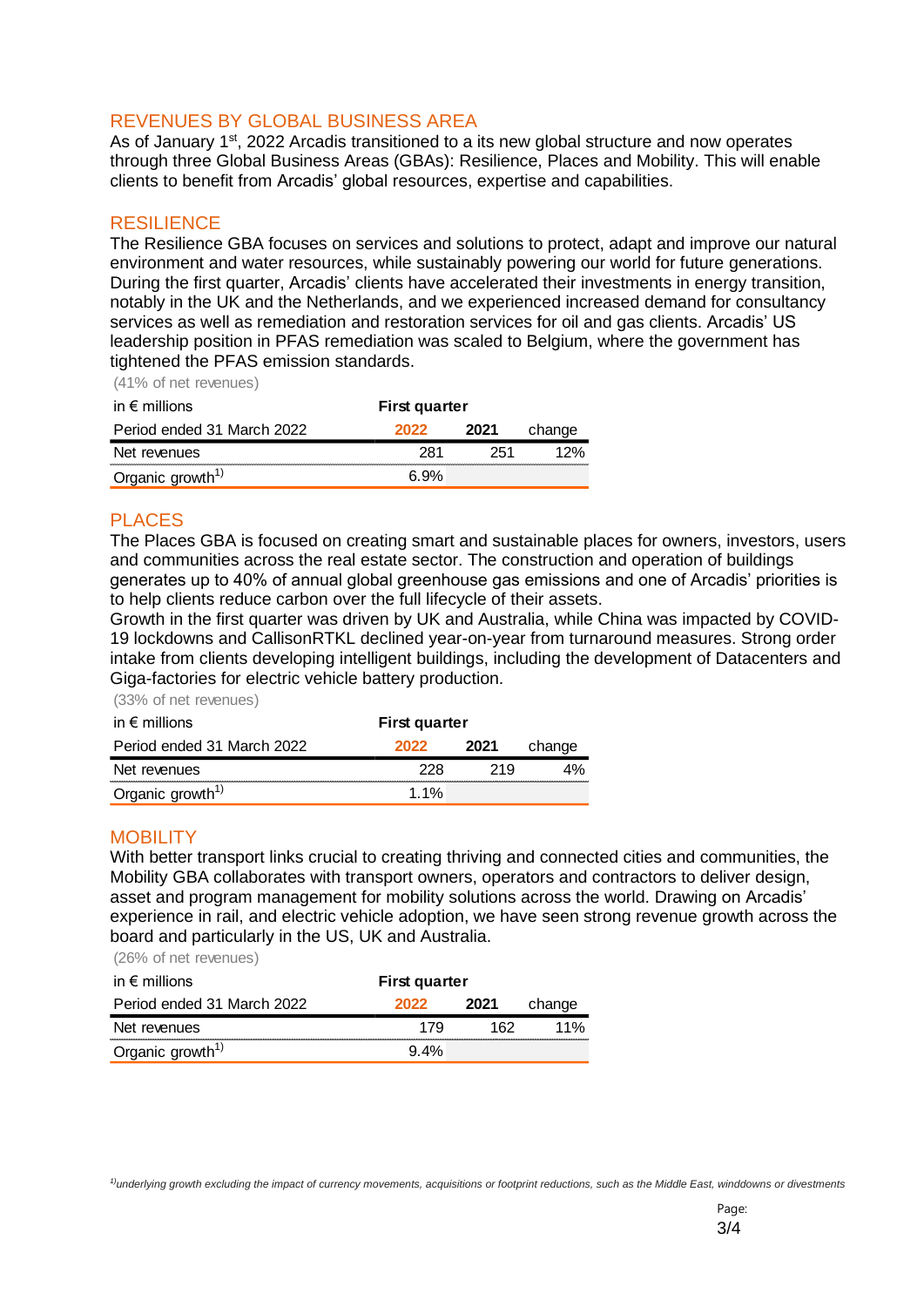## REVENUES BY GLOBAL BUSINESS AREA

As of January 1st, 2022 Arcadis transitioned to a its new global structure and now operates through three Global Business Areas (GBAs): Resilience, Places and Mobility. This will enable clients to benefit from Arcadis' global resources, expertise and capabilities.

## RESILIENCE

The Resilience GBA focuses on services and solutions to protect, adapt and improve our natural environment and water resources, while sustainably powering our world for future generations. During the first quarter, Arcadis' clients have accelerated their investments in energy transition, notably in the UK and the Netherlands, and we experienced increased demand for consultancy services as well as remediation and restoration services for oil and gas clients. Arcadis' US leadership position in PFAS remediation was scaled to Belgium, where the government has tightened the PFAS emission standards.

(41% of net revenues)

| in € millions | First quarter | | |
|---|---|---|---|
| Period ended 31 March 2022 | 2022 | 2021 | change |
| Net revenues | 281 | 251 | 12% |
| Organic growth[1)] | 6.9% | | |

## PLACES

The Places GBA is focused on creating smart and sustainable places for owners, investors, users and communities across the real estate sector. The construction and operation of buildings generates up to 40% of annual global greenhouse gas emissions and one of Arcadis' priorities is to help clients reduce carbon over the full lifecycle of their assets.

Growth in the first quarter was driven by UK and Australia, while China was impacted by COVID-19 lockdowns and CallisonRTKL declined year-on-year from turnaround measures. Strong order intake from clients developing intelligent buildings, including the development of Datacenters and Giga-factories for electric vehicle battery production.

(33% of net revenues)

| in € millions | First quarter | | |
|---|---|---|---|
| Period ended 31 March 2022 | 2022 | 2021 | change |
| Net revenues | 228 | 219 | 4% |
| Organic growth[1)] | 1.1% | | |

## MOBILITY

With better transport links crucial to creating thriving and connected cities and communities, the Mobility GBA collaborates with transport owners, operators and contractors to deliver design, asset and program management for mobility solutions across the world. Drawing on Arcadis' experience in rail, and electric vehicle adoption, we have seen strong revenue growth across the board and particularly in the US, UK and Australia.

(26% of net revenues)

| in € millions | First quarter | | |
|---|---|---|---|
| Period ended 31 March 2022 | 2022 | 2021 | change |
| Net revenues | 179 | 162 | 11% |
| Organic growth[1)] | 9.4% | | |

*[1)]underlying growth excluding the impact of currency movements, acquisitions or footprint reductions, such as the Middle East, winddowns or divestments*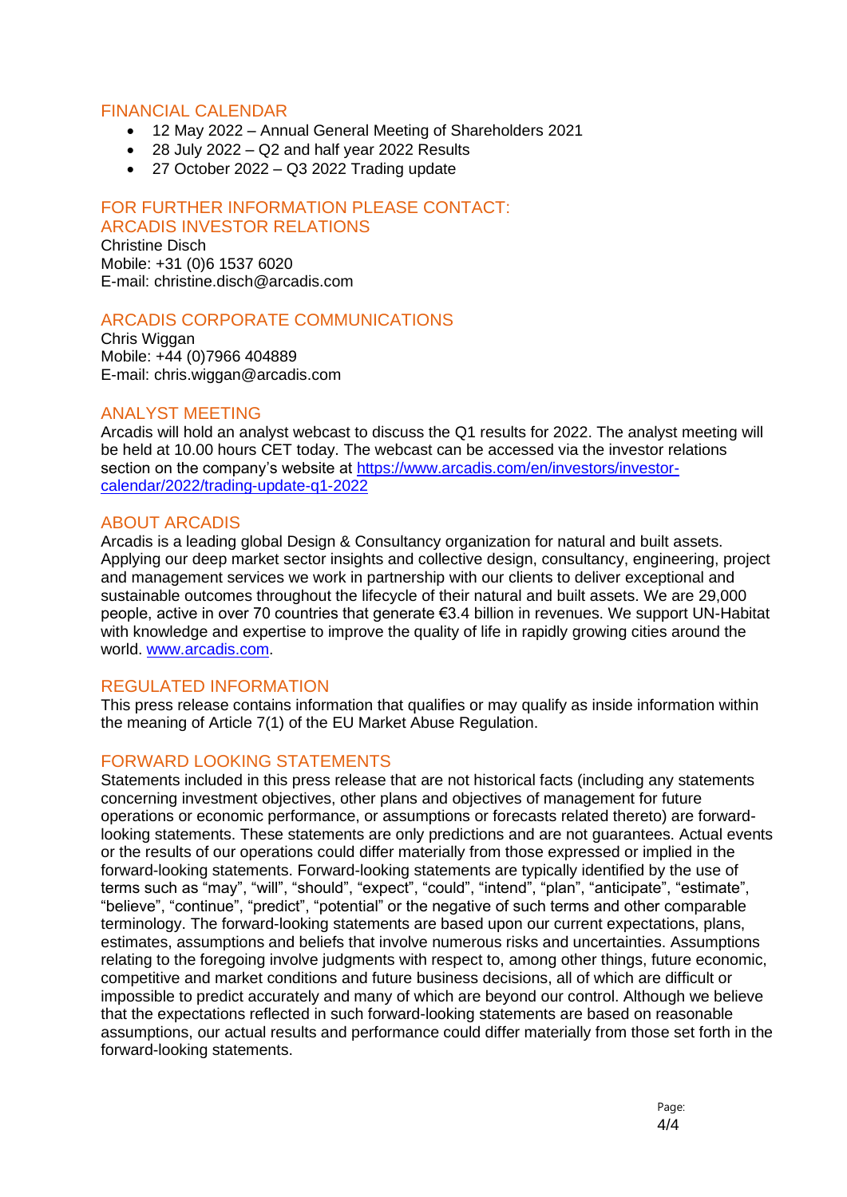## FINANCIAL CALENDAR

- 12 May 2022 – Annual General Meeting of Shareholders 2021
- 28 July 2022 – Q2 and half year 2022 Results
- 27 October 2022 – Q3 2022 Trading update

## FOR FURTHER INFORMATION PLEASE CONTACT:

## ARCADIS INVESTOR RELATIONS

Christine Disch
Mobile: +31 (0)6 1537 6020
E-mail: christine.disch@arcadis.com

## ARCADIS CORPORATE COMMUNICATIONS

Chris Wiggan
Mobile: +44 (0)7966 404889
E-mail: chris.wiggan@arcadis.com

## ANALYST MEETING

Arcadis will hold an analyst webcast to discuss the Q1 results for 2022. The analyst meeting will be held at 10.00 hours CET today. The webcast can be accessed via the investor relations section on the company's website at [https://www.arcadis.com/en/investors/investor-calendar/2022/trading-update-q1-2022](https://www.arcadis.com/en/investors/investor-calendar/2022/trading-update-q1-2022)

## ABOUT ARCADIS

Arcadis is a leading global Design & Consultancy organization for natural and built assets. Applying our deep market sector insights and collective design, consultancy, engineering, project and management services we work in partnership with our clients to deliver exceptional and sustainable outcomes throughout the lifecycle of their natural and built assets. We are 29,000 people, active in over 70 countries that generate €3.4 billion in revenues. We support UN-Habitat with knowledge and expertise to improve the quality of life in rapidly growing cities around the world. [www.arcadis.com](http://www.arcadis.com).

## REGULATED INFORMATION

This press release contains information that qualifies or may qualify as inside information within the meaning of Article 7(1) of the EU Market Abuse Regulation.

## FORWARD LOOKING STATEMENTS

Statements included in this press release that are not historical facts (including any statements concerning investment objectives, other plans and objectives of management for future operations or economic performance, or assumptions or forecasts related thereto) are forward-looking statements. These statements are only predictions and are not guarantees. Actual events or the results of our operations could differ materially from those expressed or implied in the forward-looking statements. Forward-looking statements are typically identified by the use of terms such as "may", "will", "should", "expect", "could", "intend", "plan", "anticipate", "estimate", "believe", "continue", "predict", "potential" or the negative of such terms and other comparable terminology. The forward-looking statements are based upon our current expectations, plans, estimates, assumptions and beliefs that involve numerous risks and uncertainties. Assumptions relating to the foregoing involve judgments with respect to, among other things, future economic, competitive and market conditions and future business decisions, all of which are difficult or impossible to predict accurately and many of which are beyond our control. Although we believe that the expectations reflected in such forward-looking statements are based on reasonable assumptions, our actual results and performance could differ materially from those set forth in the forward-looking statements.